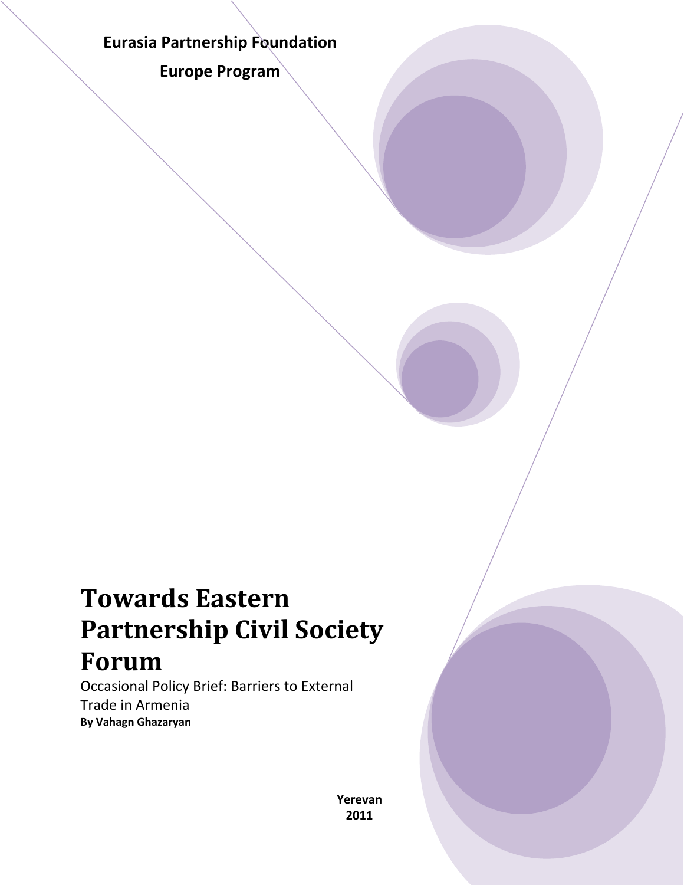**Eurasia Partnership Foundation**

**Europe Program**

# Towards Eastern Partnership Civil Society Forum

Occasional Policy Brief: Barriers to External Trade in Armenia

**By Vahagn Ghazaryan**

**Yerevan**
**2011**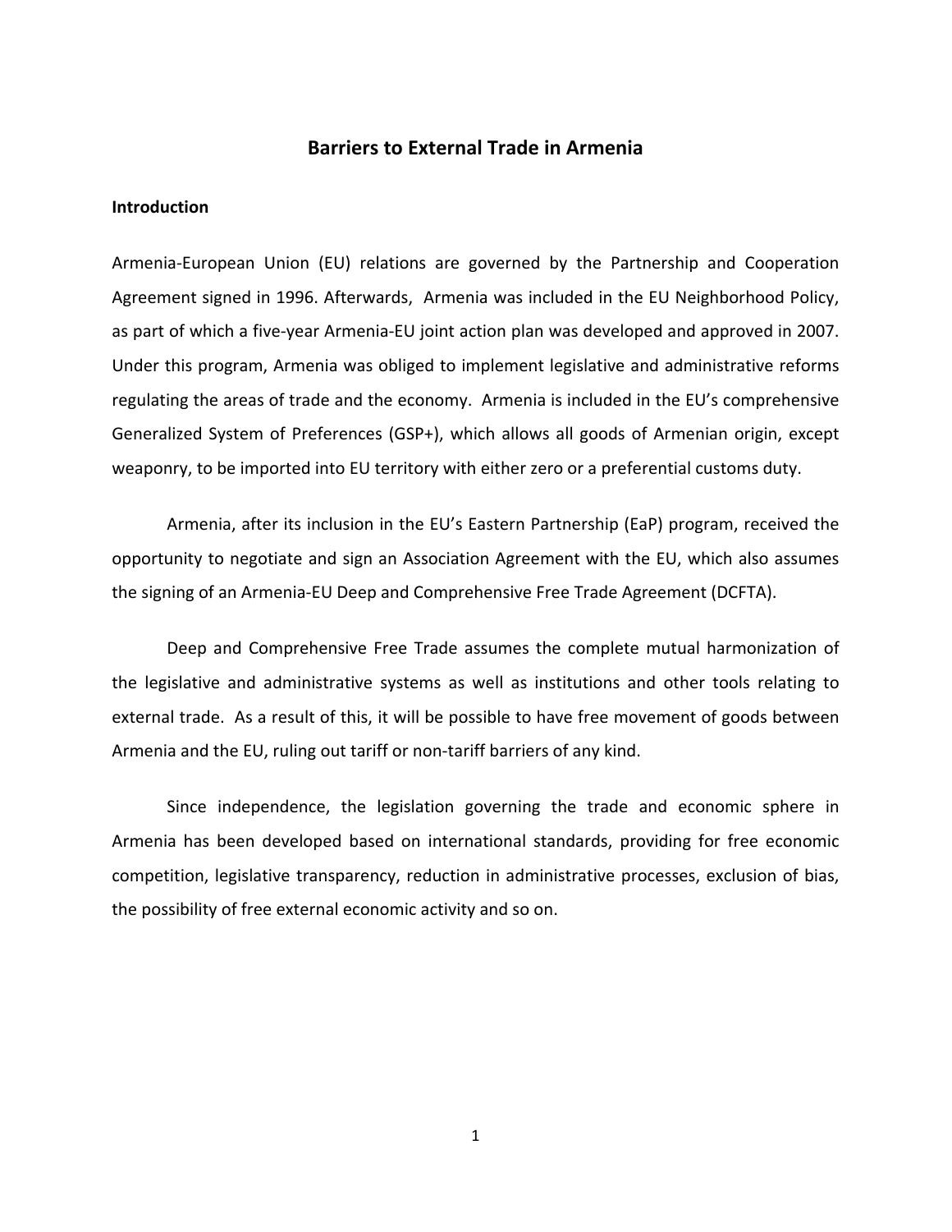# Barriers to External Trade in Armenia

## Introduction

Armenia-European Union (EU) relations are governed by the Partnership and Cooperation Agreement signed in 1996. Afterwards, Armenia was included in the EU Neighborhood Policy, as part of which a five-year Armenia-EU joint action plan was developed and approved in 2007. Under this program, Armenia was obliged to implement legislative and administrative reforms regulating the areas of trade and the economy. Armenia is included in the EU's comprehensive Generalized System of Preferences (GSP+), which allows all goods of Armenian origin, except weaponry, to be imported into EU territory with either zero or a preferential customs duty.

Armenia, after its inclusion in the EU's Eastern Partnership (EaP) program, received the opportunity to negotiate and sign an Association Agreement with the EU, which also assumes the signing of an Armenia-EU Deep and Comprehensive Free Trade Agreement (DCFTA).

Deep and Comprehensive Free Trade assumes the complete mutual harmonization of the legislative and administrative systems as well as institutions and other tools relating to external trade. As a result of this, it will be possible to have free movement of goods between Armenia and the EU, ruling out tariff or non-tariff barriers of any kind.

Since independence, the legislation governing the trade and economic sphere in Armenia has been developed based on international standards, providing for free economic competition, legislative transparency, reduction in administrative processes, exclusion of bias, the possibility of free external economic activity and so on.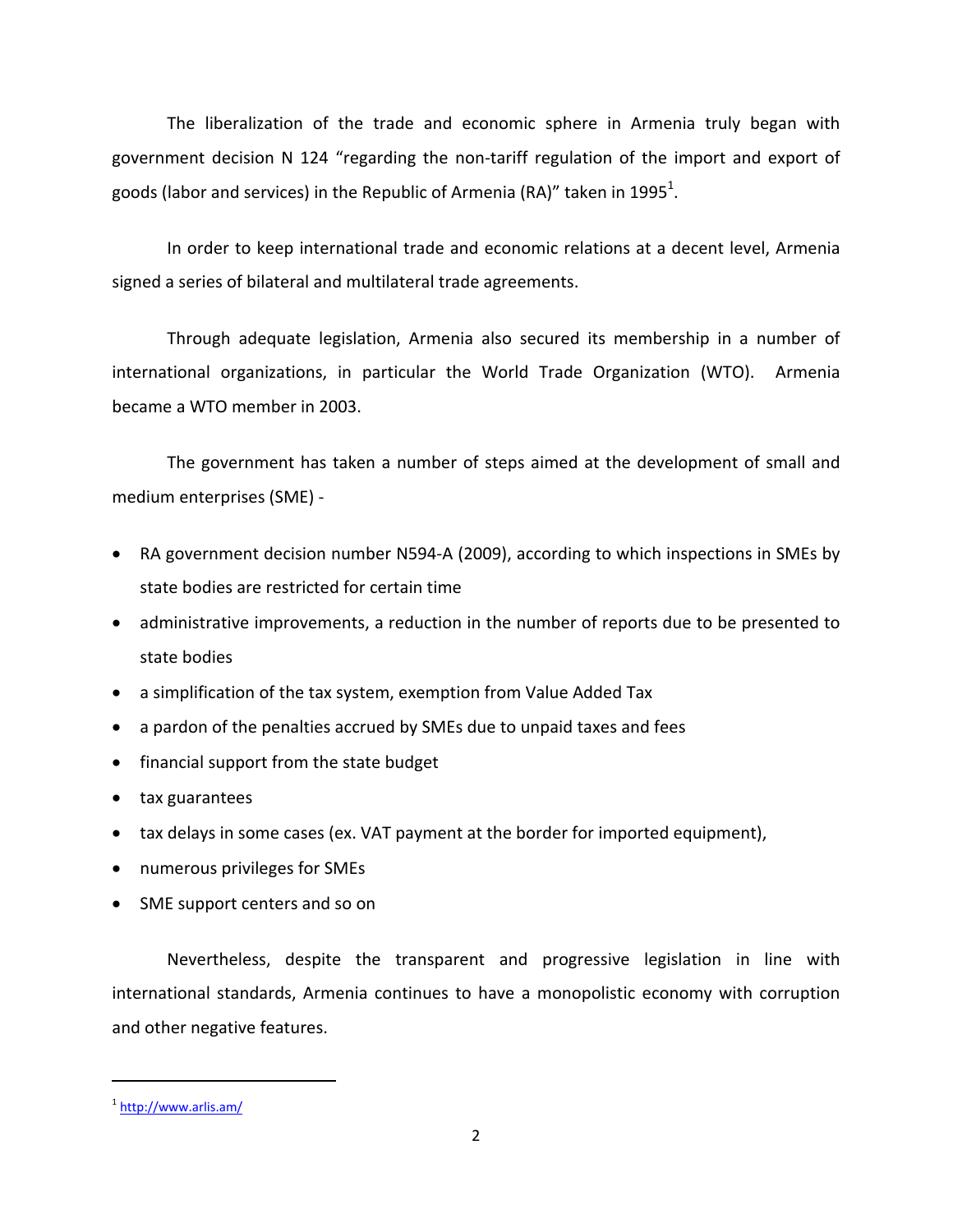The liberalization of the trade and economic sphere in Armenia truly began with government decision N 124 "regarding the non-tariff regulation of the import and export of goods (labor and services) in the Republic of Armenia (RA)" taken in 1995[1].

In order to keep international trade and economic relations at a decent level, Armenia signed a series of bilateral and multilateral trade agreements.

Through adequate legislation, Armenia also secured its membership in a number of international organizations, in particular the World Trade Organization (WTO). Armenia became a WTO member in 2003.

The government has taken a number of steps aimed at the development of small and medium enterprises (SME) -

- RA government decision number N594-A (2009), according to which inspections in SMEs by state bodies are restricted for certain time
- administrative improvements, a reduction in the number of reports due to be presented to state bodies
- a simplification of the tax system, exemption from Value Added Tax
- a pardon of the penalties accrued by SMEs due to unpaid taxes and fees
- financial support from the state budget
- tax guarantees
- tax delays in some cases (ex. VAT payment at the border for imported equipment),
- numerous privileges for SMEs
- SME support centers and so on

Nevertheless, despite the transparent and progressive legislation in line with international standards, Armenia continues to have a monopolistic economy with corruption and other negative features.

---

[1] http://www.arlis.am/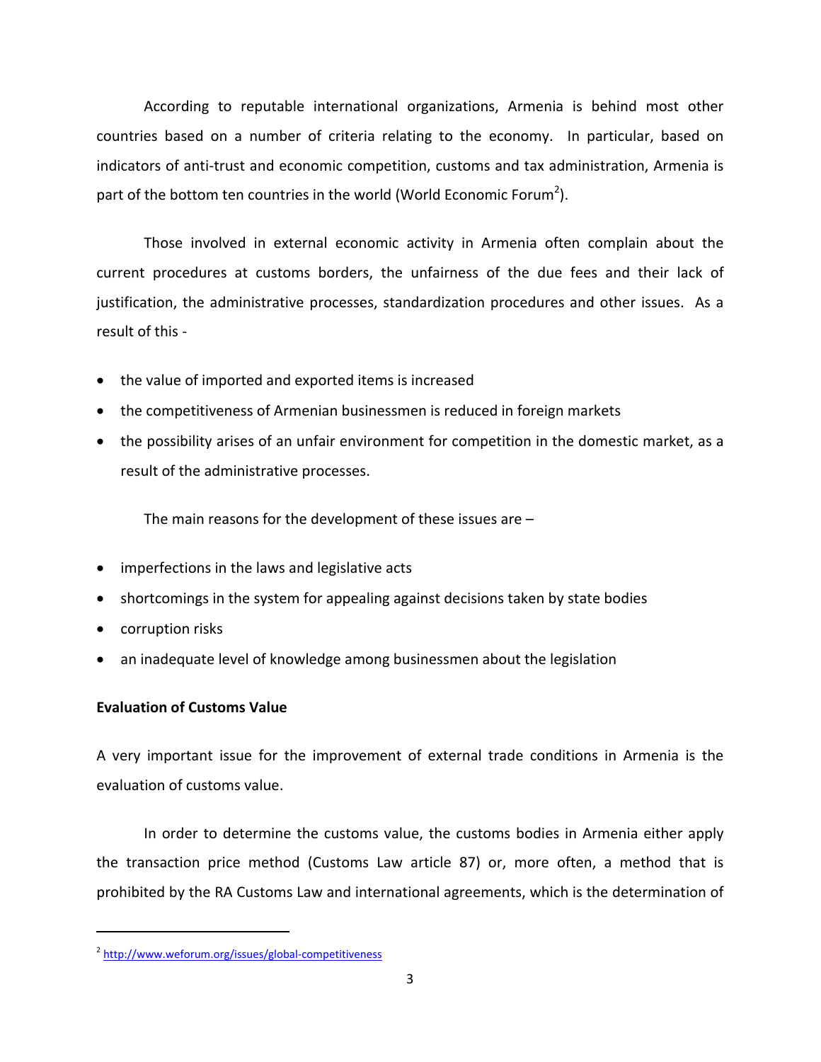According to reputable international organizations, Armenia is behind most other countries based on a number of criteria relating to the economy. In particular, based on indicators of anti-trust and economic competition, customs and tax administration, Armenia is part of the bottom ten countries in the world (World Economic Forum[2]).

Those involved in external economic activity in Armenia often complain about the current procedures at customs borders, the unfairness of the due fees and their lack of justification, the administrative processes, standardization procedures and other issues. As a result of this -

- the value of imported and exported items is increased
- the competitiveness of Armenian businessmen is reduced in foreign markets
- the possibility arises of an unfair environment for competition in the domestic market, as a result of the administrative processes.

The main reasons for the development of these issues are –

- imperfections in the laws and legislative acts
- shortcomings in the system for appealing against decisions taken by state bodies
- corruption risks
- an inadequate level of knowledge among businessmen about the legislation

**Evaluation of Customs Value**

A very important issue for the improvement of external trade conditions in Armenia is the evaluation of customs value.

In order to determine the customs value, the customs bodies in Armenia either apply the transaction price method (Customs Law article 87) or, more often, a method that is prohibited by the RA Customs Law and international agreements, which is the determination of

---

[2] http://www.weforum.org/issues/global-competitiveness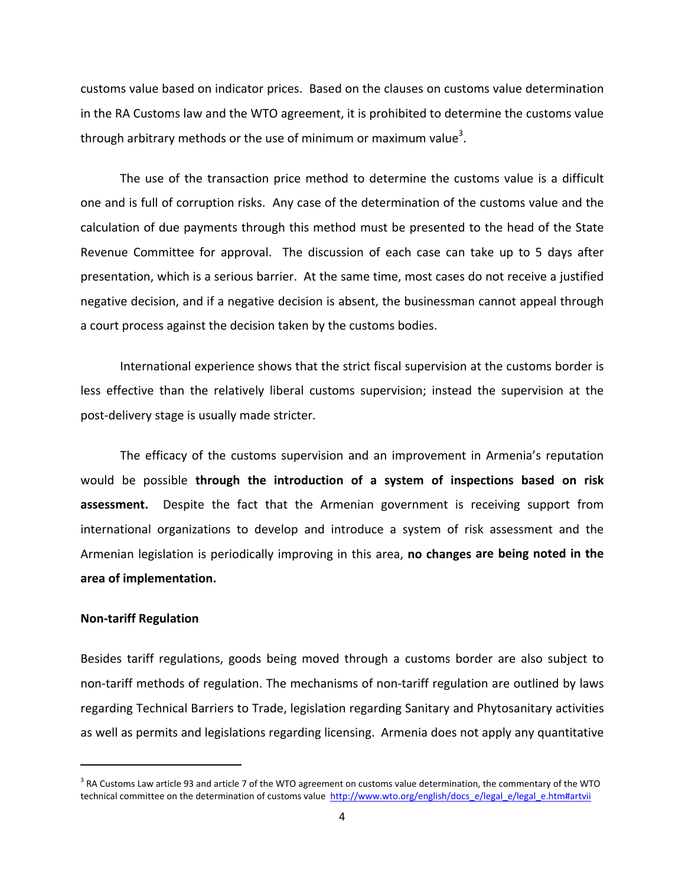customs value based on indicator prices. Based on the clauses on customs value determination in the RA Customs law and the WTO agreement, it is prohibited to determine the customs value through arbitrary methods or the use of minimum or maximum value[3].

The use of the transaction price method to determine the customs value is a difficult one and is full of corruption risks. Any case of the determination of the customs value and the calculation of due payments through this method must be presented to the head of the State Revenue Committee for approval. The discussion of each case can take up to 5 days after presentation, which is a serious barrier. At the same time, most cases do not receive a justified negative decision, and if a negative decision is absent, the businessman cannot appeal through a court process against the decision taken by the customs bodies.

International experience shows that the strict fiscal supervision at the customs border is less effective than the relatively liberal customs supervision; instead the supervision at the post-delivery stage is usually made stricter.

The efficacy of the customs supervision and an improvement in Armenia's reputation would be possible **through the introduction of a system of inspections based on risk assessment.** Despite the fact that the Armenian government is receiving support from international organizations to develop and introduce a system of risk assessment and the Armenian legislation is periodically improving in this area, **no changes are being noted in the area of implementation.**

**Non-tariff Regulation**

Besides tariff regulations, goods being moved through a customs border are also subject to non-tariff methods of regulation. The mechanisms of non-tariff regulation are outlined by laws regarding Technical Barriers to Trade, legislation regarding Sanitary and Phytosanitary activities as well as permits and legislations regarding licensing. Armenia does not apply any quantitative

---

[3] RA Customs Law article 93 and article 7 of the WTO agreement on customs value determination, the commentary of the WTO technical committee on the determination of customs value http://www.wto.org/english/docs_e/legal_e/legal_e.htm#artvii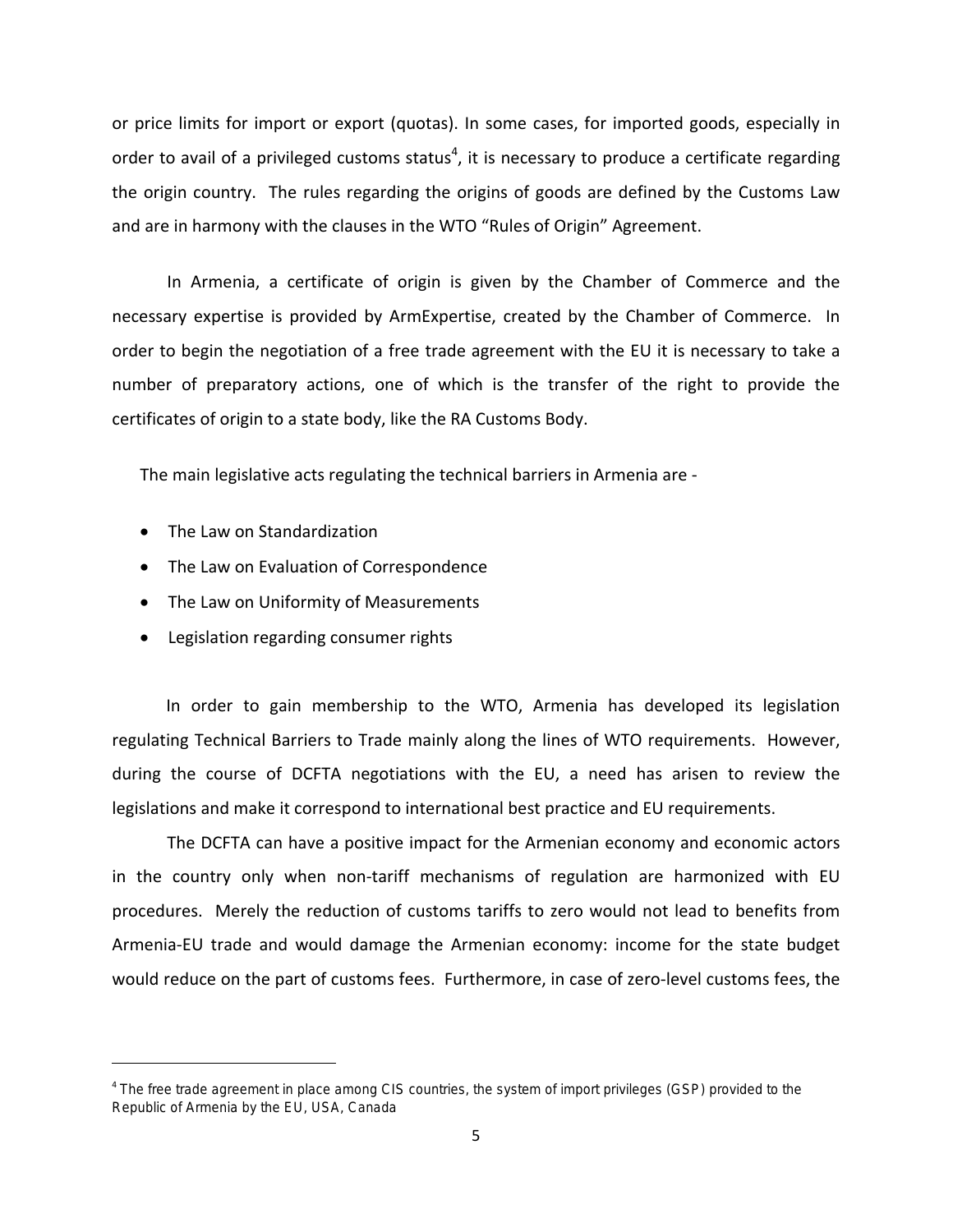or price limits for import or export (quotas). In some cases, for imported goods, especially in order to avail of a privileged customs status[4], it is necessary to produce a certificate regarding the origin country. The rules regarding the origins of goods are defined by the Customs Law and are in harmony with the clauses in the WTO "Rules of Origin" Agreement.

In Armenia, a certificate of origin is given by the Chamber of Commerce and the necessary expertise is provided by ArmExpertise, created by the Chamber of Commerce. In order to begin the negotiation of a free trade agreement with the EU it is necessary to take a number of preparatory actions, one of which is the transfer of the right to provide the certificates of origin to a state body, like the RA Customs Body.

The main legislative acts regulating the technical barriers in Armenia are -

- The Law on Standardization
- The Law on Evaluation of Correspondence
- The Law on Uniformity of Measurements
- Legislation regarding consumer rights

In order to gain membership to the WTO, Armenia has developed its legislation regulating Technical Barriers to Trade mainly along the lines of WTO requirements. However, during the course of DCFTA negotiations with the EU, a need has arisen to review the legislations and make it correspond to international best practice and EU requirements.

The DCFTA can have a positive impact for the Armenian economy and economic actors in the country only when non-tariff mechanisms of regulation are harmonized with EU procedures. Merely the reduction of customs tariffs to zero would not lead to benefits from Armenia-EU trade and would damage the Armenian economy: income for the state budget would reduce on the part of customs fees. Furthermore, in case of zero-level customs fees, the

[4] The free trade agreement in place among CIS countries, the system of import privileges (GSP) provided to the Republic of Armenia by the EU, USA, Canada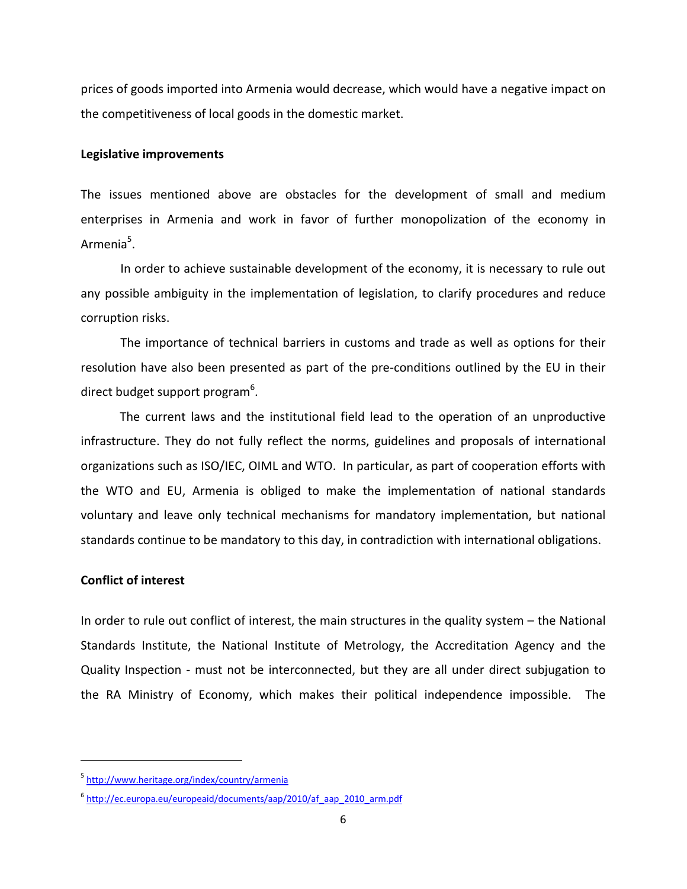prices of goods imported into Armenia would decrease, which would have a negative impact on the competitiveness of local goods in the domestic market.

**Legislative improvements**

The issues mentioned above are obstacles for the development of small and medium enterprises in Armenia and work in favor of further monopolization of the economy in Armenia[5].

In order to achieve sustainable development of the economy, it is necessary to rule out any possible ambiguity in the implementation of legislation, to clarify procedures and reduce corruption risks.

The importance of technical barriers in customs and trade as well as options for their resolution have also been presented as part of the pre-conditions outlined by the EU in their direct budget support program[6].

The current laws and the institutional field lead to the operation of an unproductive infrastructure. They do not fully reflect the norms, guidelines and proposals of international organizations such as ISO/IEC, OIML and WTO. In particular, as part of cooperation efforts with the WTO and EU, Armenia is obliged to make the implementation of national standards voluntary and leave only technical mechanisms for mandatory implementation, but national standards continue to be mandatory to this day, in contradiction with international obligations.

**Conflict of interest**

In order to rule out conflict of interest, the main structures in the quality system – the National Standards Institute, the National Institute of Metrology, the Accreditation Agency and the Quality Inspection - must not be interconnected, but they are all under direct subjugation to the RA Ministry of Economy, which makes their political independence impossible. The

---

[5] http://www.heritage.org/index/country/armenia

[6] http://ec.europa.eu/europeaid/documents/aap/2010/af_aap_2010_arm.pdf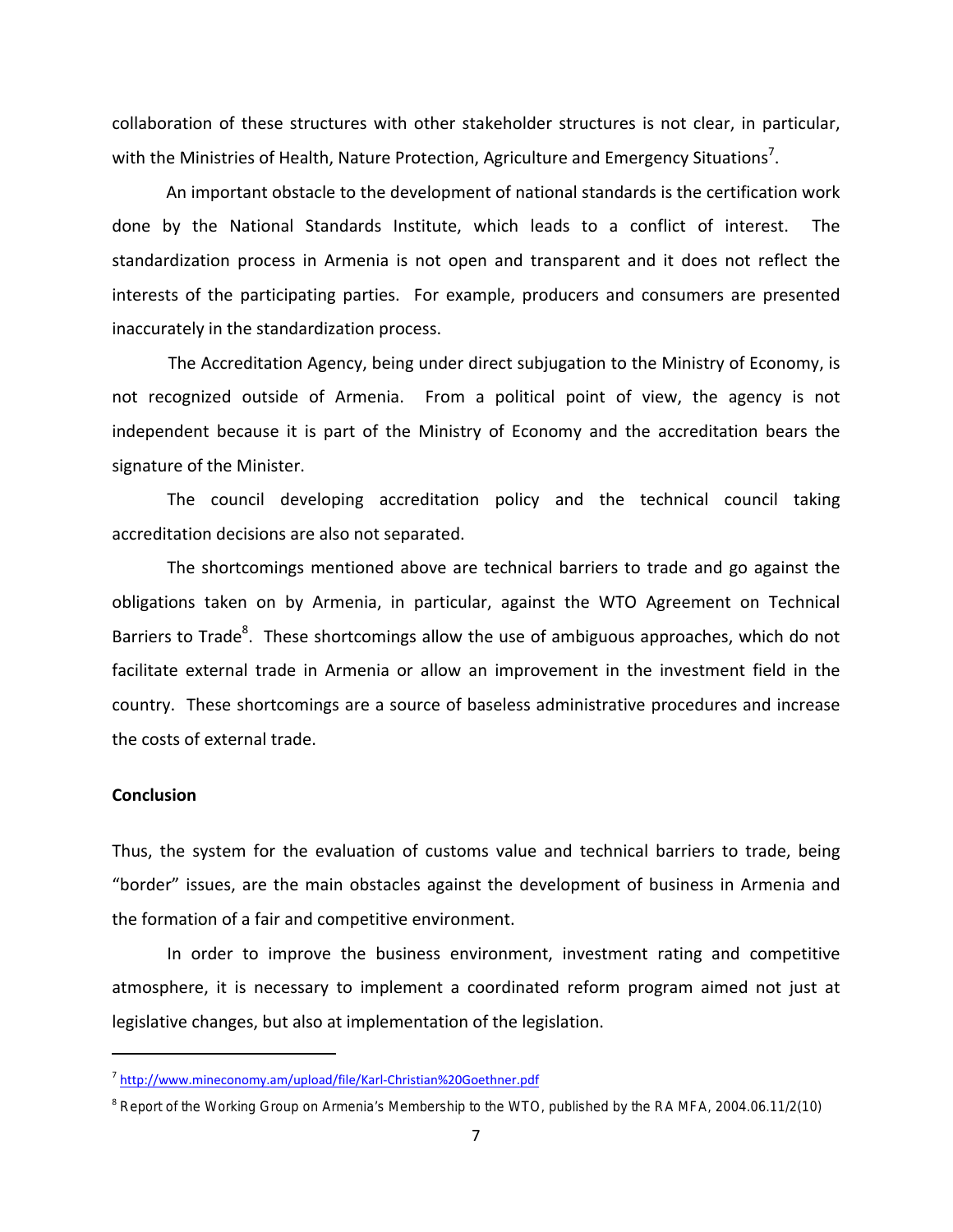collaboration of these structures with other stakeholder structures is not clear, in particular, with the Ministries of Health, Nature Protection, Agriculture and Emergency Situations[7].

An important obstacle to the development of national standards is the certification work done by the National Standards Institute, which leads to a conflict of interest. The standardization process in Armenia is not open and transparent and it does not reflect the interests of the participating parties. For example, producers and consumers are presented inaccurately in the standardization process.

The Accreditation Agency, being under direct subjugation to the Ministry of Economy, is not recognized outside of Armenia. From a political point of view, the agency is not independent because it is part of the Ministry of Economy and the accreditation bears the signature of the Minister.

The council developing accreditation policy and the technical council taking accreditation decisions are also not separated.

The shortcomings mentioned above are technical barriers to trade and go against the obligations taken on by Armenia, in particular, against the WTO Agreement on Technical Barriers to Trade[8]. These shortcomings allow the use of ambiguous approaches, which do not facilitate external trade in Armenia or allow an improvement in the investment field in the country. These shortcomings are a source of baseless administrative procedures and increase the costs of external trade.

**Conclusion**

Thus, the system for the evaluation of customs value and technical barriers to trade, being "border" issues, are the main obstacles against the development of business in Armenia and the formation of a fair and competitive environment.

In order to improve the business environment, investment rating and competitive atmosphere, it is necessary to implement a coordinated reform program aimed not just at legislative changes, but also at implementation of the legislation.

---

[7] http://www.mineconomy.am/upload/file/Karl-Christian%20Goethner.pdf

[8] Report of the Working Group on Armenia's Membership to the WTO, published by the RA MFA, 2004.06.11/2(10)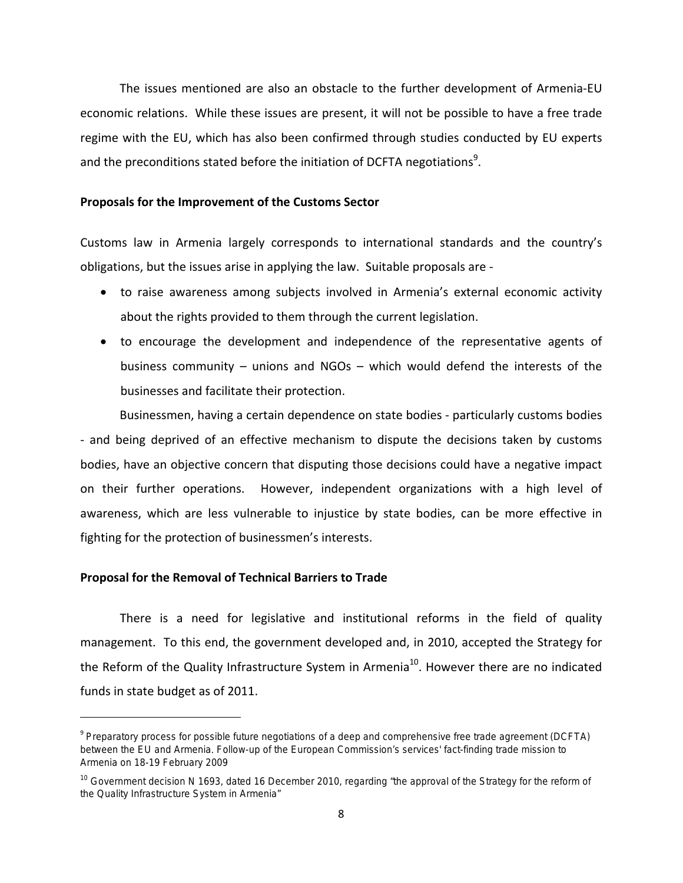The issues mentioned are also an obstacle to the further development of Armenia-EU economic relations. While these issues are present, it will not be possible to have a free trade regime with the EU, which has also been confirmed through studies conducted by EU experts and the preconditions stated before the initiation of DCFTA negotiations[9].

**Proposals for the Improvement of the Customs Sector**

Customs law in Armenia largely corresponds to international standards and the country's obligations, but the issues arise in applying the law. Suitable proposals are -

- to raise awareness among subjects involved in Armenia's external economic activity about the rights provided to them through the current legislation.
- to encourage the development and independence of the representative agents of business community – unions and NGOs – which would defend the interests of the businesses and facilitate their protection.

Businessmen, having a certain dependence on state bodies - particularly customs bodies - and being deprived of an effective mechanism to dispute the decisions taken by customs bodies, have an objective concern that disputing those decisions could have a negative impact on their further operations. However, independent organizations with a high level of awareness, which are less vulnerable to injustice by state bodies, can be more effective in fighting for the protection of businessmen's interests.

**Proposal for the Removal of Technical Barriers to Trade**

There is a need for legislative and institutional reforms in the field of quality management. To this end, the government developed and, in 2010, accepted the Strategy for the Reform of the Quality Infrastructure System in Armenia[10]. However there are no indicated funds in state budget as of 2011.

---

[9] Preparatory process for possible future negotiations of a deep and comprehensive free trade agreement (DCFTA) between the EU and Armenia. Follow-up of the European Commission's services' fact-finding trade mission to Armenia on 18-19 February 2009

[10] Government decision N 1693, dated 16 December 2010, regarding "the approval of the Strategy for the reform of the Quality Infrastructure System in Armenia"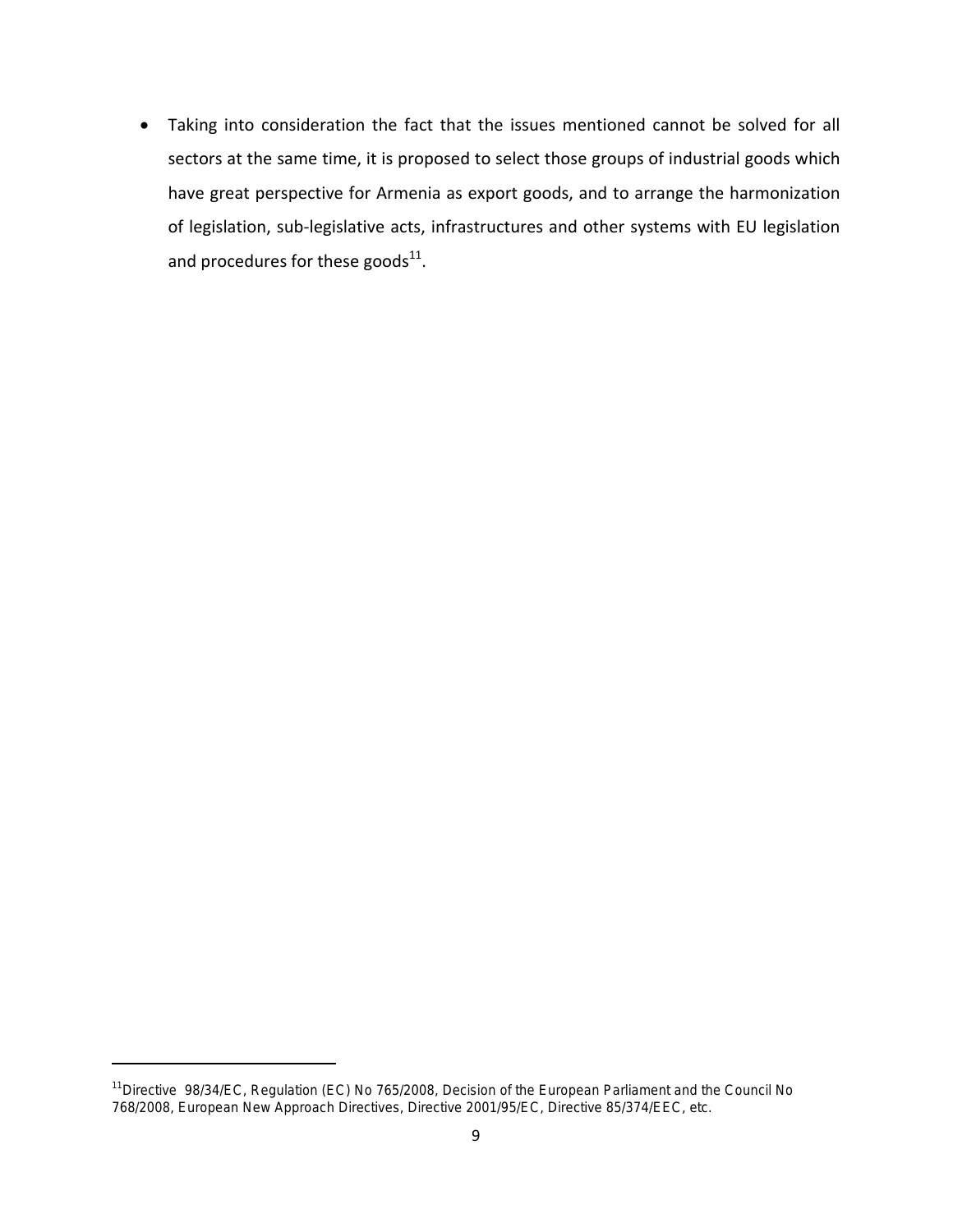- Taking into consideration the fact that the issues mentioned cannot be solved for all sectors at the same time, it is proposed to select those groups of industrial goods which have great perspective for Armenia as export goods, and to arrange the harmonization of legislation, sub-legislative acts, infrastructures and other systems with EU legislation and procedures for these goods[11].

[11] Directive 98/34/EC, Regulation (EC) No 765/2008, Decision of the European Parliament and the Council No 768/2008, European New Approach Directives, Directive 2001/95/EC, Directive 85/374/EEC, etc.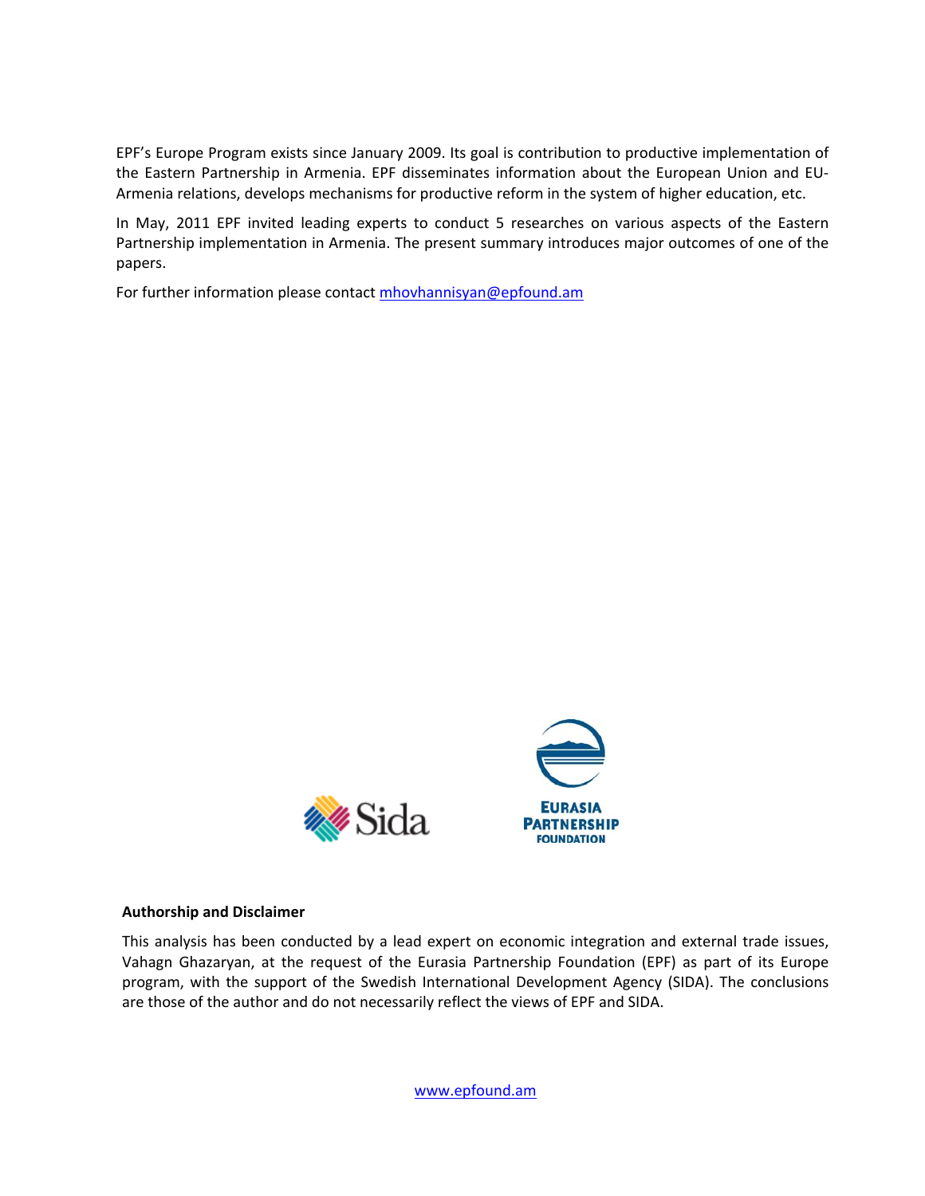EPF's Europe Program exists since January 2009. Its goal is contribution to productive implementation of the Eastern Partnership in Armenia. EPF disseminates information about the European Union and EU-Armenia relations, develops mechanisms for productive reform in the system of higher education, etc.

In May, 2011 EPF invited leading experts to conduct 5 researches on various aspects of the Eastern Partnership implementation in Armenia. The present summary introduces major outcomes of one of the papers.

For further information please contact mhovhannisyan@epfound.am

Sida

EURASIA PARTNERSHIP FOUNDATION

**Authorship and Disclaimer**

This analysis has been conducted by a lead expert on economic integration and external trade issues, Vahagn Ghazaryan, at the request of the Eurasia Partnership Foundation (EPF) as part of its Europe program, with the support of the Swedish International Development Agency (SIDA). The conclusions are those of the author and do not necessarily reflect the views of EPF and SIDA.

www.epfound.am